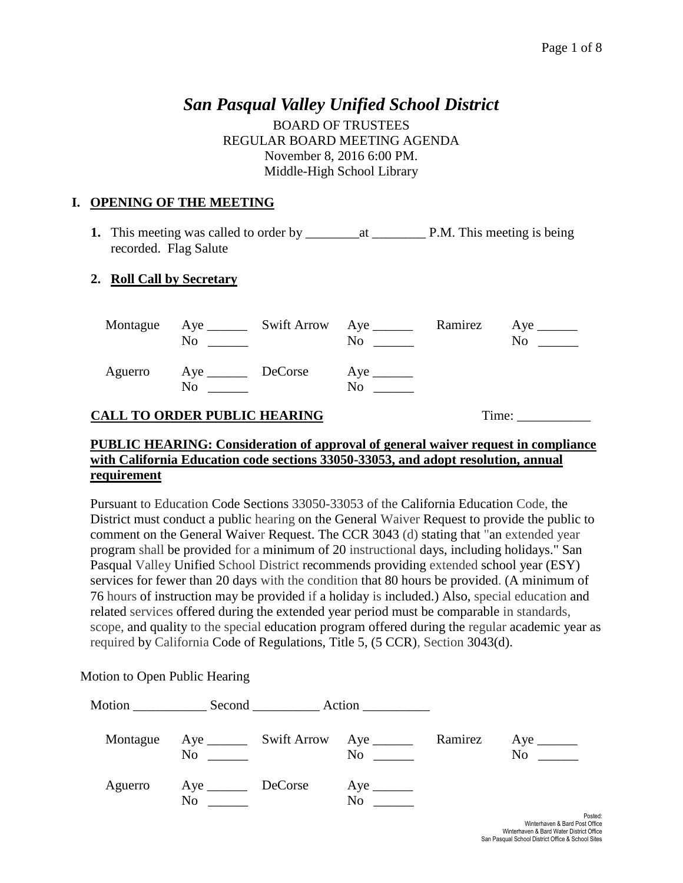# *San Pasqual Valley Unified School District*

BOARD OF TRUSTEES
REGULAR BOARD MEETING AGENDA
November 8, 2016 6:00 PM.
Middle-High School Library

## I. OPENING OF THE MEETING

1. This meeting was called to order by ________at ________ P.M. This meeting is being recorded. Flag Salute

2. **Roll Call by Secretary**

| | | | | | |
|---|---|---|---|---|---|
| Montague | Aye ______<br>No ______ | Swift Arrow | Aye ______<br>No ______ | Ramirez | Aye ______<br>No ______ |
| Aguerro | Aye ______<br>No ______ | DeCorse | Aye ______<br>No ______ | | |

**CALL TO ORDER PUBLIC HEARING** Time: ___________

**PUBLIC HEARING: Consideration of approval of general waiver request in compliance with California Education code sections 33050-33053, and adopt resolution, annual requirement**

Pursuant to Education Code Sections 33050-33053 of the California Education Code, the District must conduct a public hearing on the General Waiver Request to provide the public to comment on the General Waiver Request. The CCR 3043 (d) stating that "an extended year program shall be provided for a minimum of 20 instructional days, including holidays." San Pasqual Valley Unified School District recommends providing extended school year (ESY) services for fewer than 20 days with the condition that 80 hours be provided. (A minimum of 76 hours of instruction may be provided if a holiday is included.) Also, special education and related services offered during the extended year period must be comparable in standards, scope, and quality to the special education program offered during the regular academic year as required by California Code of Regulations, Title 5, (5 CCR), Section 3043(d).

Motion to Open Public Hearing

Motion ___________ Second __________ Action __________

| | | | | | |
|---|---|---|---|---|---|
| Montague | Aye ______<br>No ______ | Swift Arrow | Aye ______<br>No ______ | Ramirez | Aye ______<br>No ______ |
| Aguerro | Aye ______<br>No ______ | DeCorse | Aye ______<br>No ______ | | |

Posted:
Winterhaven & Bard Post Office
Winterhaven & Bard Water District Office
San Pasqual School District Office & School Sites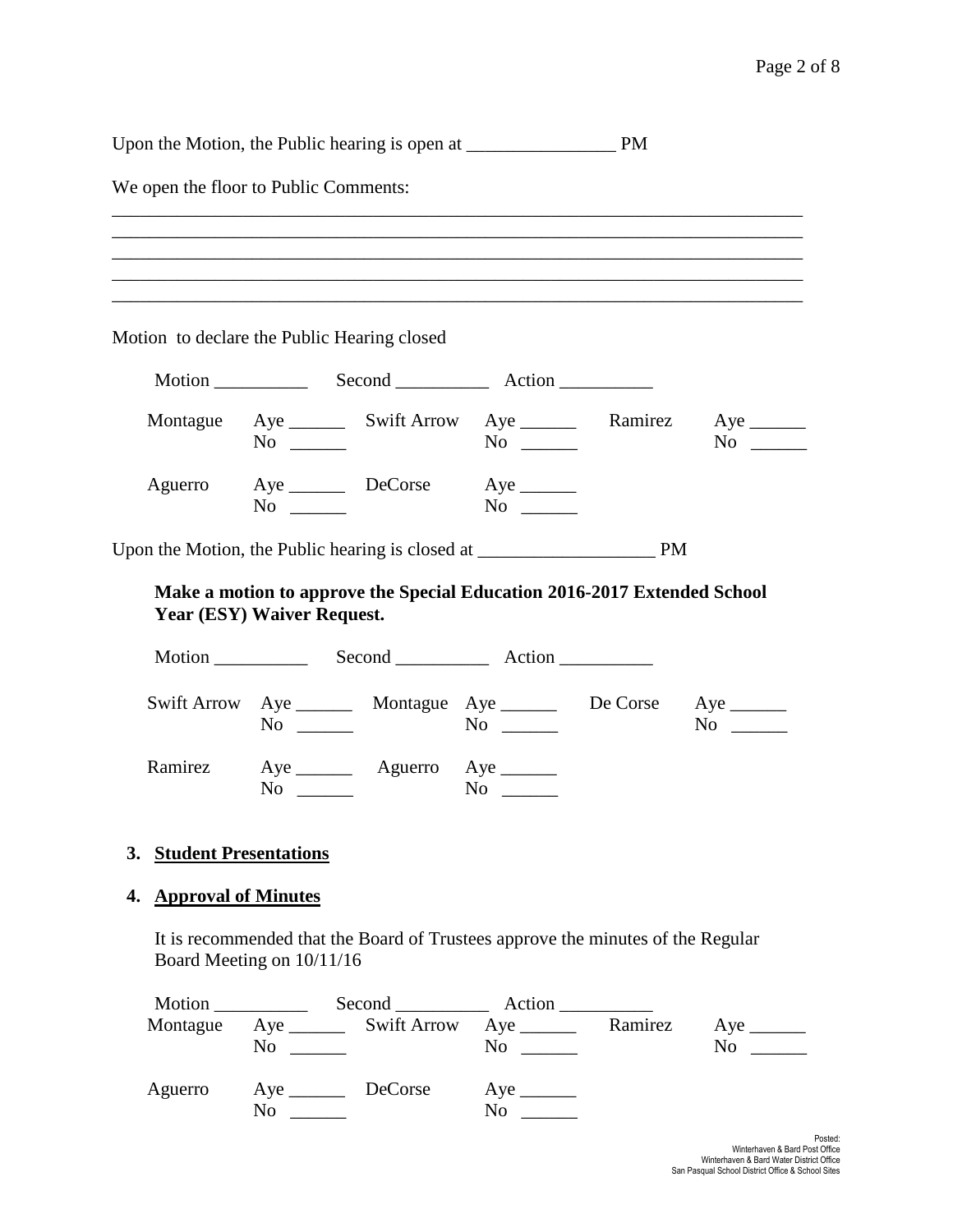Upon the Motion, the Public hearing is open at ________________ PM

We open the floor to Public Comments:

_____________________________________________________________________________
_____________________________________________________________________________
_____________________________________________________________________________
_____________________________________________________________________________
_____________________________________________________________________________

Motion to declare the Public Hearing closed

Motion __________ Second __________ Action __________

| | | | | | |
|---|---|---|---|---|---|
| Montague | Aye ______<br>No ______ | Swift Arrow | Aye ______<br>No ______ | Ramirez | Aye ______<br>No ______ |
| Aguerro | Aye ______<br>No ______ | DeCorse | Aye ______<br>No ______ | | |

Upon the Motion, the Public hearing is closed at ___________________ PM

**Make a motion to approve the Special Education 2016-2017 Extended School Year (ESY) Waiver Request.**

Motion __________ Second __________ Action __________

| | | | | | |
|---|---|---|---|---|---|
| Swift Arrow | Aye ______<br>No ______ | Montague | Aye ______<br>No ______ | De Corse | Aye ______<br>No ______ |
| Ramirez | Aye ______<br>No ______ | Aguerro | Aye ______<br>No ______ | | |

3. **Student Presentations**

4. **Approval of Minutes**

It is recommended that the Board of Trustees approve the minutes of the Regular Board Meeting on 10/11/16

Motion __________ Second __________ Action __________

| | | | | | |
|---|---|---|---|---|---|
| Montague | Aye ______<br>No ______ | Swift Arrow | Aye ______<br>No ______ | Ramirez | Aye ______<br>No ______ |
| Aguerro | Aye ______<br>No ______ | DeCorse | Aye ______<br>No ______ | | |

Posted:
Winterhaven & Bard Post Office
Winterhaven & Bard Water District Office
San Pasqual School District Office & School Sites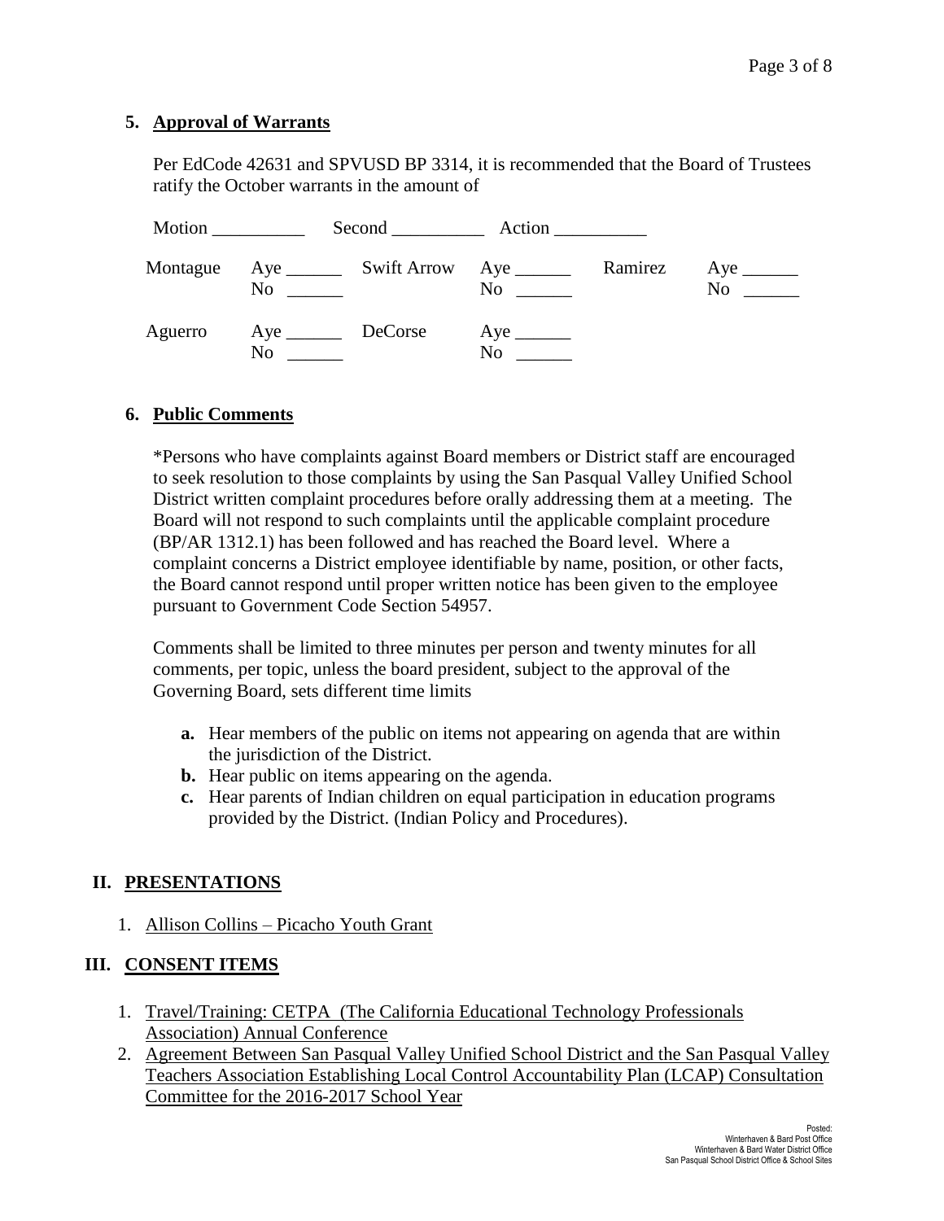**5. Approval of Warrants**

Per EdCode 42631 and SPVUSD BP 3314, it is recommended that the Board of Trustees ratify the October warrants in the amount of

Motion __________ Second __________ Action __________

| | | | | | |
|---|---|---|---|---|---|
| Montague | Aye ______ No ______ | Swift Arrow | Aye ______ No ______ | Ramirez | Aye ______ No ______ |
| Aguerro | Aye ______ No ______ | DeCorse | Aye ______ No ______ | | |

**6. Public Comments**

*Persons who have complaints against Board members or District staff are encouraged to seek resolution to those complaints by using the San Pasqual Valley Unified School District written complaint procedures before orally addressing them at a meeting. The Board will not respond to such complaints until the applicable complaint procedure (BP/AR 1312.1) has been followed and has reached the Board level. Where a complaint concerns a District employee identifiable by name, position, or other facts, the Board cannot respond until proper written notice has been given to the employee pursuant to Government Code Section 54957.

Comments shall be limited to three minutes per person and twenty minutes for all comments, per topic, unless the board president, subject to the approval of the Governing Board, sets different time limits

- **a.** Hear members of the public on items not appearing on agenda that are within the jurisdiction of the District.
- **b.** Hear public on items appearing on the agenda.
- **c.** Hear parents of Indian children on equal participation in education programs provided by the District. (Indian Policy and Procedures).

## II. PRESENTATIONS

1. Allison Collins – Picacho Youth Grant

## III. CONSENT ITEMS

1. Travel/Training: CETPA (The California Educational Technology Professionals Association) Annual Conference
2. Agreement Between San Pasqual Valley Unified School District and the San Pasqual Valley Teachers Association Establishing Local Control Accountability Plan (LCAP) Consultation Committee for the 2016-2017 School Year

Posted:
Winterhaven & Bard Post Office
Winterhaven & Bard Water District Office
San Pasqual School District Office & School Sites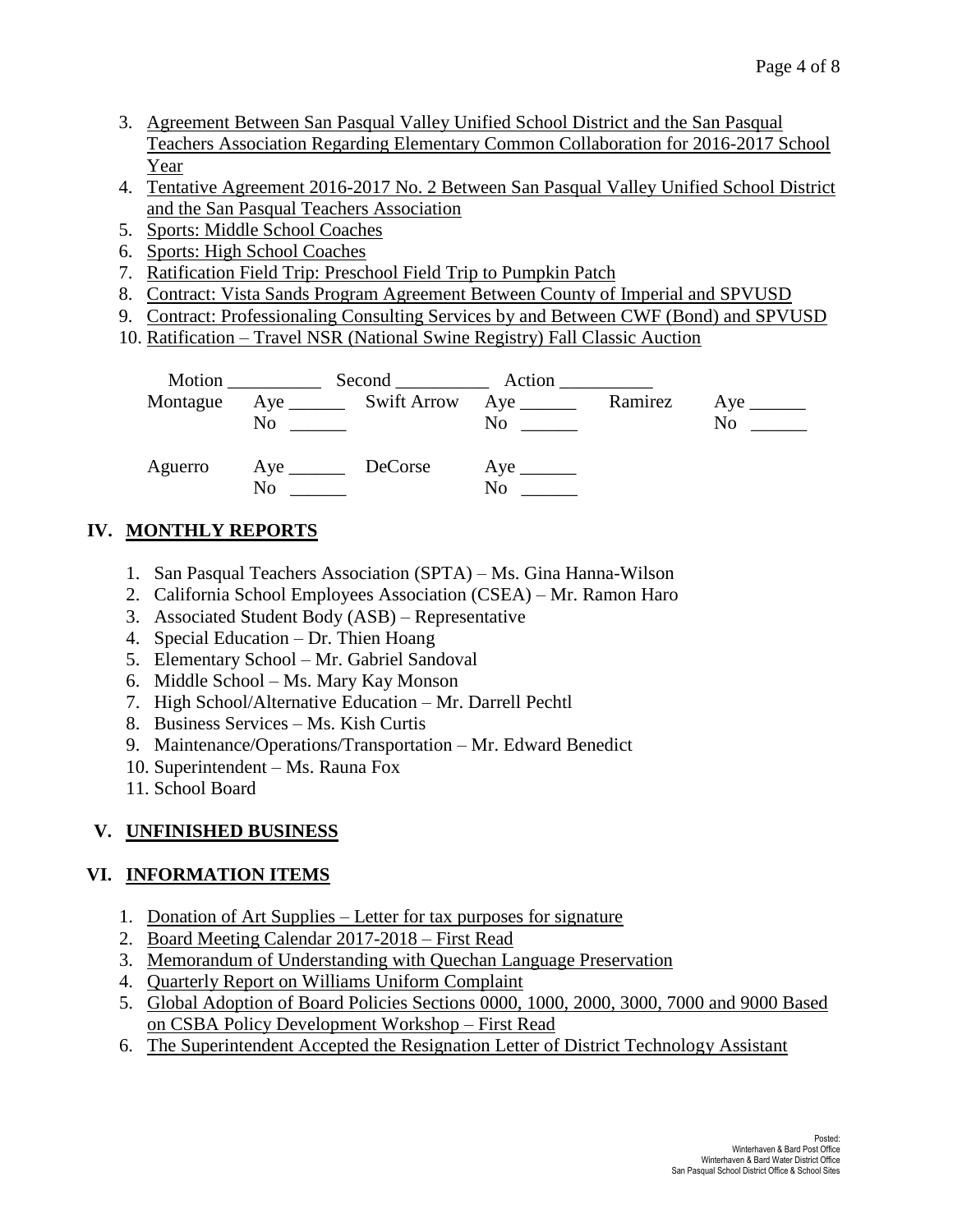3. Agreement Between San Pasqual Valley Unified School District and the San Pasqual Teachers Association Regarding Elementary Common Collaboration for 2016-2017 School Year
4. Tentative Agreement 2016-2017 No. 2 Between San Pasqual Valley Unified School District and the San Pasqual Teachers Association
5. Sports: Middle School Coaches
6. Sports: High School Coaches
7. Ratification Field Trip: Preschool Field Trip to Pumpkin Patch
8. Contract: Vista Sands Program Agreement Between County of Imperial and SPVUSD
9. Contract: Professionaling Consulting Services by and Between CWF (Bond) and SPVUSD
10. Ratification – Travel NSR (National Swine Registry) Fall Classic Auction

Motion __________ Second __________ Action __________

| | | | | | |
|---|---|---|---|---|---|
| Montague | Aye ______ | Swift Arrow | Aye ______ | Ramirez | Aye ______ |
| | No ______ | | No ______ | | No ______ |
| Aguerro | Aye ______ | DeCorse | Aye ______ | | |
| | No ______ | | No ______ | | |

## IV. MONTHLY REPORTS

1. San Pasqual Teachers Association (SPTA) – Ms. Gina Hanna-Wilson
2. California School Employees Association (CSEA) – Mr. Ramon Haro
3. Associated Student Body (ASB) – Representative
4. Special Education – Dr. Thien Hoang
5. Elementary School – Mr. Gabriel Sandoval
6. Middle School – Ms. Mary Kay Monson
7. High School/Alternative Education – Mr. Darrell Pechtl
8. Business Services – Ms. Kish Curtis
9. Maintenance/Operations/Transportation – Mr. Edward Benedict
10. Superintendent – Ms. Rauna Fox
11. School Board

## V. UNFINISHED BUSINESS

## VI. INFORMATION ITEMS

1. Donation of Art Supplies – Letter for tax purposes for signature
2. Board Meeting Calendar 2017-2018 – First Read
3. Memorandum of Understanding with Quechan Language Preservation
4. Quarterly Report on Williams Uniform Complaint
5. Global Adoption of Board Policies Sections 0000, 1000, 2000, 3000, 7000 and 9000 Based on CSBA Policy Development Workshop – First Read
6. The Superintendent Accepted the Resignation Letter of District Technology Assistant

Posted:
Winterhaven & Bard Post Office
Winterhaven & Bard Water District Office
San Pasqual School District Office & School Sites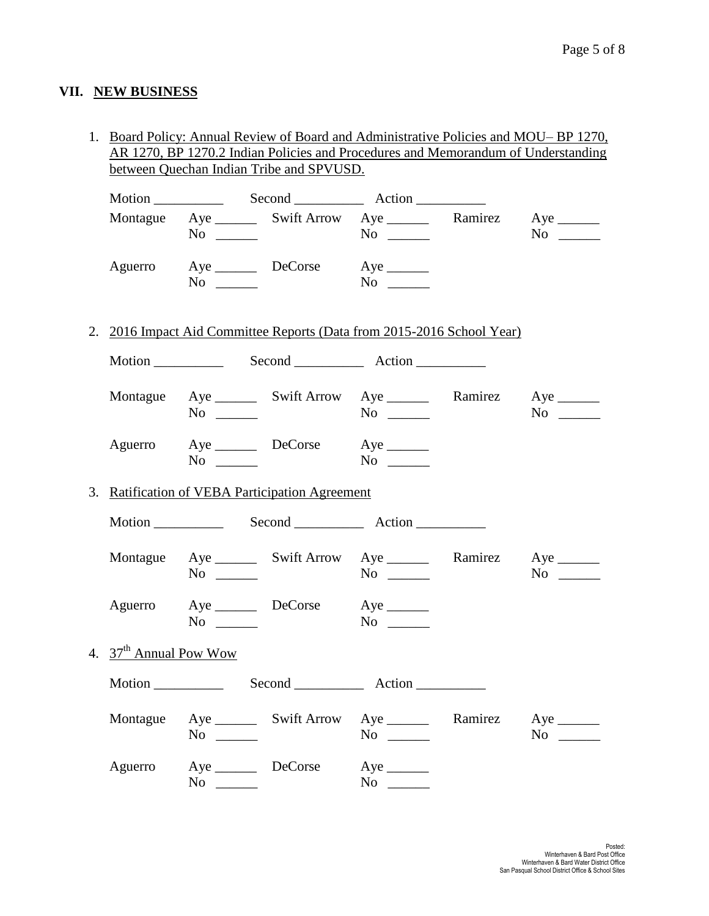## VII. NEW BUSINESS

1. Board Policy: Annual Review of Board and Administrative Policies and MOU– BP 1270, AR 1270, BP 1270.2 Indian Policies and Procedures and Memorandum of Understanding between Quechan Indian Tribe and SPVUSD.

   Motion __________ Second __________ Action __________

   | | | | | | |
   |---|---|---|---|---|---|
   | Montague | Aye ______ No ______ | Swift Arrow | Aye ______ No ______ | Ramirez | Aye ______ No ______ |
   | Aguerro | Aye ______ No ______ | DeCorse | Aye ______ No ______ | | |

2. 2016 Impact Aid Committee Reports (Data from 2015-2016 School Year)

   Motion __________ Second __________ Action __________

   | | | | | | |
   |---|---|---|---|---|---|
   | Montague | Aye ______ No ______ | Swift Arrow | Aye ______ No ______ | Ramirez | Aye ______ No ______ |
   | Aguerro | Aye ______ No ______ | DeCorse | Aye ______ No ______ | | |

3. Ratification of VEBA Participation Agreement

   Motion __________ Second __________ Action __________

   | | | | | | |
   |---|---|---|---|---|---|
   | Montague | Aye ______ No ______ | Swift Arrow | Aye ______ No ______ | Ramirez | Aye ______ No ______ |
   | Aguerro | Aye ______ No ______ | DeCorse | Aye ______ No ______ | | |

4. 37th Annual Pow Wow

   Motion __________ Second __________ Action __________

   | | | | | | |
   |---|---|---|---|---|---|
   | Montague | Aye ______ No ______ | Swift Arrow | Aye ______ No ______ | Ramirez | Aye ______ No ______ |
   | Aguerro | Aye ______ No ______ | DeCorse | Aye ______ No ______ | | |

Posted:
Winterhaven & Bard Post Office
Winterhaven & Bard Water District Office
San Pasqual School District Office & School Sites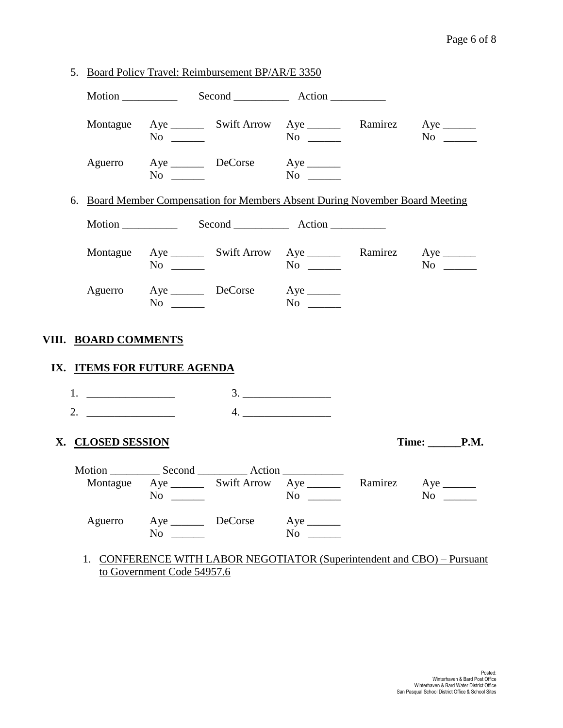5. Board Policy Travel: Reimbursement BP/AR/E 3350

Motion __________ Second __________ Action __________

| | | | | | |
|---|---|---|---|---|---|
| Montague | Aye ______ No ______ | Swift Arrow | Aye ______ No ______ | Ramirez | Aye ______ No ______ |
| Aguerro | Aye ______ No ______ | DeCorse | Aye ______ No ______ | | |

6. Board Member Compensation for Members Absent During November Board Meeting

Motion __________ Second __________ Action __________

| | | | | | |
|---|---|---|---|---|---|
| Montague | Aye ______ No ______ | Swift Arrow | Aye ______ No ______ | Ramirez | Aye ______ No ______ |
| Aguerro | Aye ______ No ______ | DeCorse | Aye ______ No ______ | | |

## VIII. BOARD COMMENTS

## IX. ITEMS FOR FUTURE AGENDA

1. ________________ 3. ________________
2. ________________ 4. ________________

## X. CLOSED SESSION **Time: ______P.M.**

Motion _________ Second _________ Action ___________

| | | | | | |
|---|---|---|---|---|---|
| Montague | Aye ______ No ______ | Swift Arrow | Aye ______ No ______ | Ramirez | Aye ______ No ______ |
| Aguerro | Aye ______ No ______ | DeCorse | Aye ______ No ______ | | |

1. CONFERENCE WITH LABOR NEGOTIATOR (Superintendent and CBO) – Pursuant to Government Code 54957.6

Posted:
Winterhaven & Bard Post Office
Winterhaven & Bard Water District Office
San Pasqual School District Office & School Sites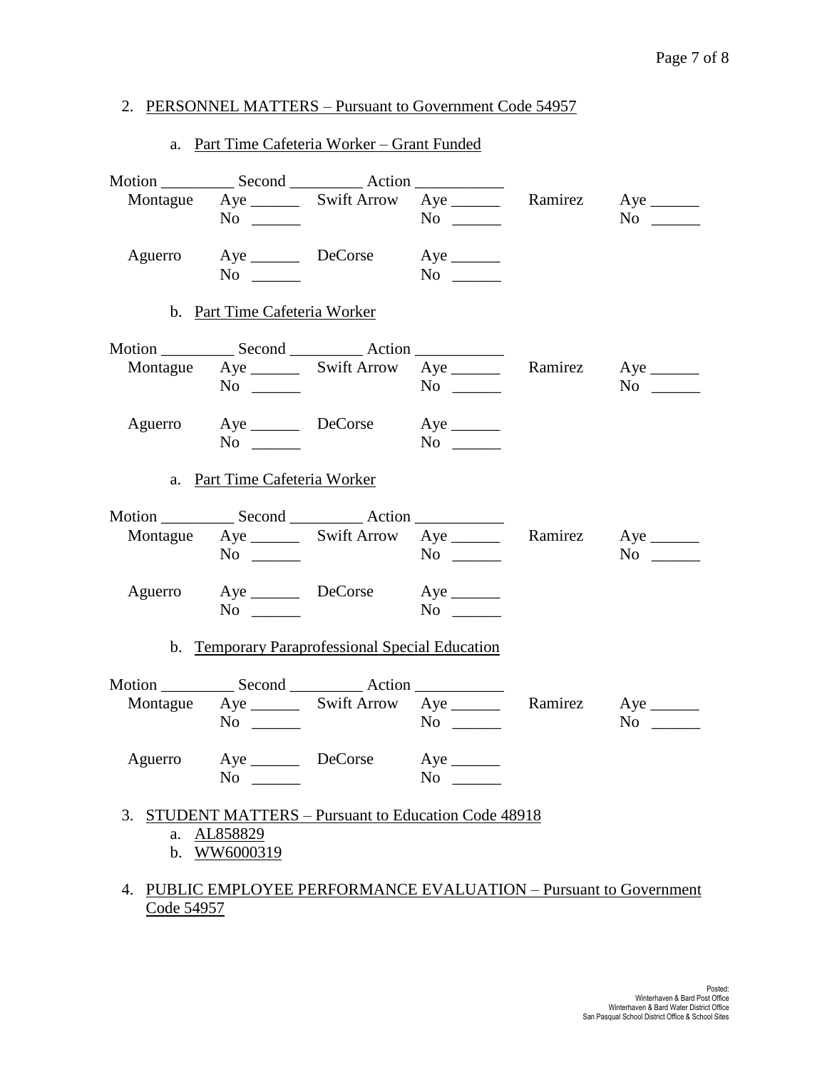2. PERSONNEL MATTERS – Pursuant to Government Code 54957

    a. Part Time Cafeteria Worker – Grant Funded

Motion _________ Second _________ Action ___________

| | | | | | |
|---|---|---|---|---|---|
| Montague | Aye ______ No ______ | Swift Arrow | Aye ______ No ______ | Ramirez | Aye ______ No ______ |
| Aguerro | Aye ______ No ______ | DeCorse | Aye ______ No ______ | | |

    b. Part Time Cafeteria Worker

Motion _________ Second _________ Action ___________

| | | | | | |
|---|---|---|---|---|---|
| Montague | Aye ______ No ______ | Swift Arrow | Aye ______ No ______ | Ramirez | Aye ______ No ______ |
| Aguerro | Aye ______ No ______ | DeCorse | Aye ______ No ______ | | |

    a. Part Time Cafeteria Worker

Motion _________ Second _________ Action ___________

| | | | | | |
|---|---|---|---|---|---|
| Montague | Aye ______ No ______ | Swift Arrow | Aye ______ No ______ | Ramirez | Aye ______ No ______ |
| Aguerro | Aye ______ No ______ | DeCorse | Aye ______ No ______ | | |

    b. Temporary Paraprofessional Special Education

Motion _________ Second _________ Action ___________

| | | | | | |
|---|---|---|---|---|---|
| Montague | Aye ______ No ______ | Swift Arrow | Aye ______ No ______ | Ramirez | Aye ______ No ______ |
| Aguerro | Aye ______ No ______ | DeCorse | Aye ______ No ______ | | |

3. STUDENT MATTERS – Pursuant to Education Code 48918
    a. AL858829
    b. WW6000319

4. PUBLIC EMPLOYEE PERFORMANCE EVALUATION – Pursuant to Government Code 54957

Posted:
Winterhaven & Bard Post Office
Winterhaven & Bard Water District Office
San Pasqual School District Office & School Sites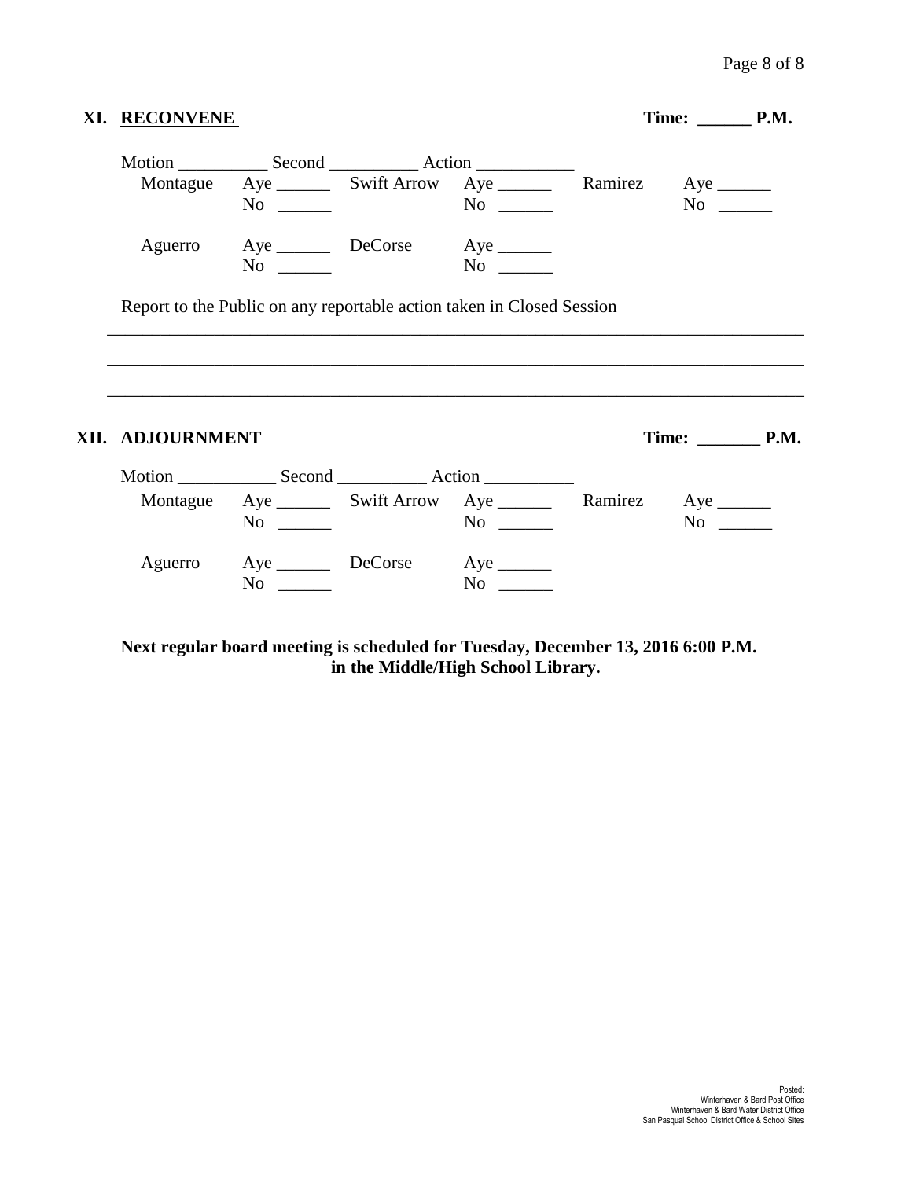## XI. RECONVENE

**Time: ______ P.M.**

Motion __________ Second __________ Action ___________

| | | | | | |
|---|---|---|---|---|---|
| Montague | Aye ______<br>No ______ | Swift Arrow | Aye ______<br>No ______ | Ramirez | Aye ______<br>No ______ |
| Aguerro | Aye ______<br>No ______ | DeCorse | Aye ______<br>No ______ | | |

Report to the Public on any reportable action taken in Closed Session

_______________________________________________________________________________

_______________________________________________________________________________

_______________________________________________________________________________

## XII. ADJOURNMENT

**Time: _______ P.M.**

Motion ___________ Second __________ Action __________

| | | | | | |
|---|---|---|---|---|---|
| Montague | Aye ______<br>No ______ | Swift Arrow | Aye ______<br>No ______ | Ramirez | Aye ______<br>No ______ |
| Aguerro | Aye ______<br>No ______ | DeCorse | Aye ______<br>No ______ | | |

**Next regular board meeting is scheduled for Tuesday, December 13, 2016 6:00 P.M. in the Middle/High School Library.**

Posted:
Winterhaven & Bard Post Office
Winterhaven & Bard Water District Office
San Pasqual School District Office & School Sites